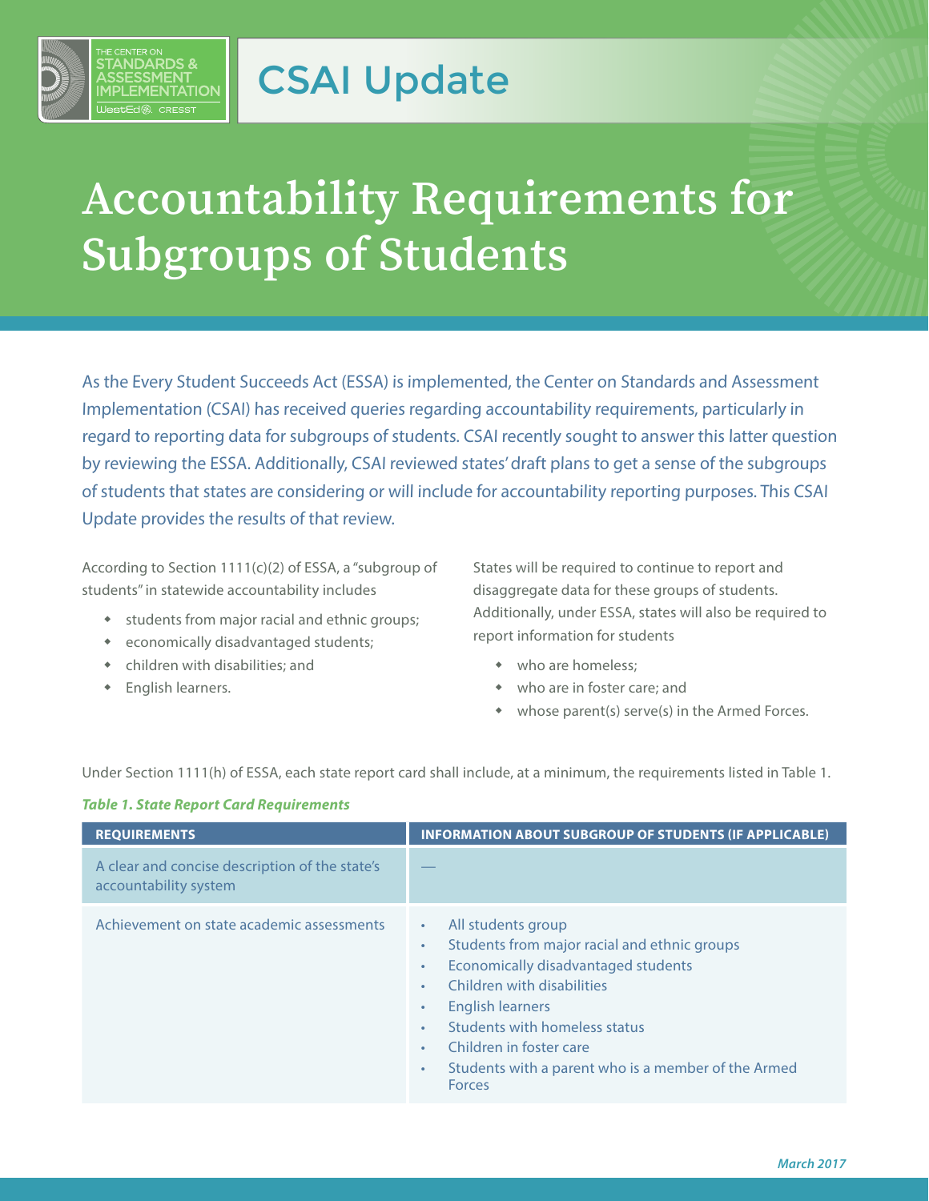CSAI Update

# Accountability Requirements for Subgroups of Students

As the Every Student Succeeds Act (ESSA) is implemented, the Center on Standards and Assessment Implementation (CSAI) has received queries regarding accountability requirements, particularly in regard to reporting data for subgroups of students. CSAI recently sought to answer this latter question by reviewing the ESSA. Additionally, CSAI reviewed states' draft plans to get a sense of the subgroups of students that states are considering or will include for accountability reporting purposes. This CSAI Update provides the results of that review.

According to Section 1111(c)(2) of ESSA, a "subgroup of students" in statewide accountability includes

- students from major racial and ethnic groups;
- economically disadvantaged students;
- children with disabilities; and
- English learners.

States will be required to continue to report and disaggregate data for these groups of students. Additionally, under ESSA, states will also be required to report information for students

- who are homeless;
- who are in foster care; and
- whose parent(s) serve(s) in the Armed Forces.

Under Section 1111(h) of ESSA, each state report card shall include, at a minimum, the requirements listed in Table 1.

***Table 1. State Report Card Requirements***

| REQUIREMENTS | INFORMATION ABOUT SUBGROUP OF STUDENTS (IF APPLICABLE) |
| --- | --- |
| A clear and concise description of the state's accountability system | — |
| Achievement on state academic assessments | • All students group<br>• Students from major racial and ethnic groups<br>• Economically disadvantaged students<br>• Children with disabilities<br>• English learners<br>• Students with homeless status<br>• Children in foster care<br>• Students with a parent who is a member of the Armed Forces |

March 2017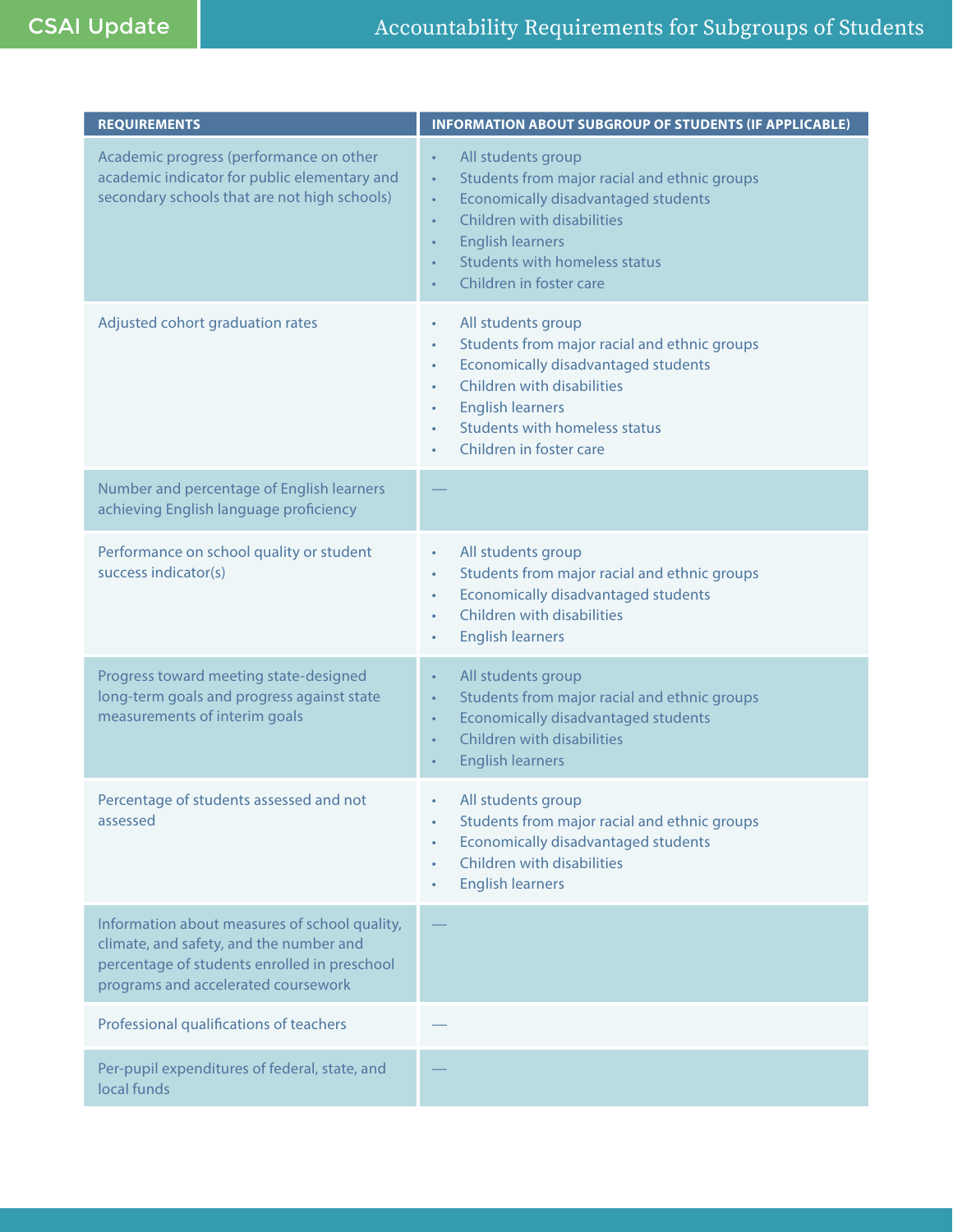| REQUIREMENTS | INFORMATION ABOUT SUBGROUP OF STUDENTS (IF APPLICABLE) |
| --- | --- |
| Academic progress (performance on other academic indicator for public elementary and secondary schools that are not high schools) | • All students group<br>• Students from major racial and ethnic groups<br>• Economically disadvantaged students<br>• Children with disabilities<br>• English learners<br>• Students with homeless status<br>• Children in foster care |
| Adjusted cohort graduation rates | • All students group<br>• Students from major racial and ethnic groups<br>• Economically disadvantaged students<br>• Children with disabilities<br>• English learners<br>• Students with homeless status<br>• Children in foster care |
| Number and percentage of English learners achieving English language proficiency | — |
| Performance on school quality or student success indicator(s) | • All students group<br>• Students from major racial and ethnic groups<br>• Economically disadvantaged students<br>• Children with disabilities<br>• English learners |
| Progress toward meeting state-designed long-term goals and progress against state measurements of interim goals | • All students group<br>• Students from major racial and ethnic groups<br>• Economically disadvantaged students<br>• Children with disabilities<br>• English learners |
| Percentage of students assessed and not assessed | • All students group<br>• Students from major racial and ethnic groups<br>• Economically disadvantaged students<br>• Children with disabilities<br>• English learners |
| Information about measures of school quality, climate, and safety, and the number and percentage of students enrolled in preschool programs and accelerated coursework | — |
| Professional qualifications of teachers | — |
| Per-pupil expenditures of federal, state, and local funds | — |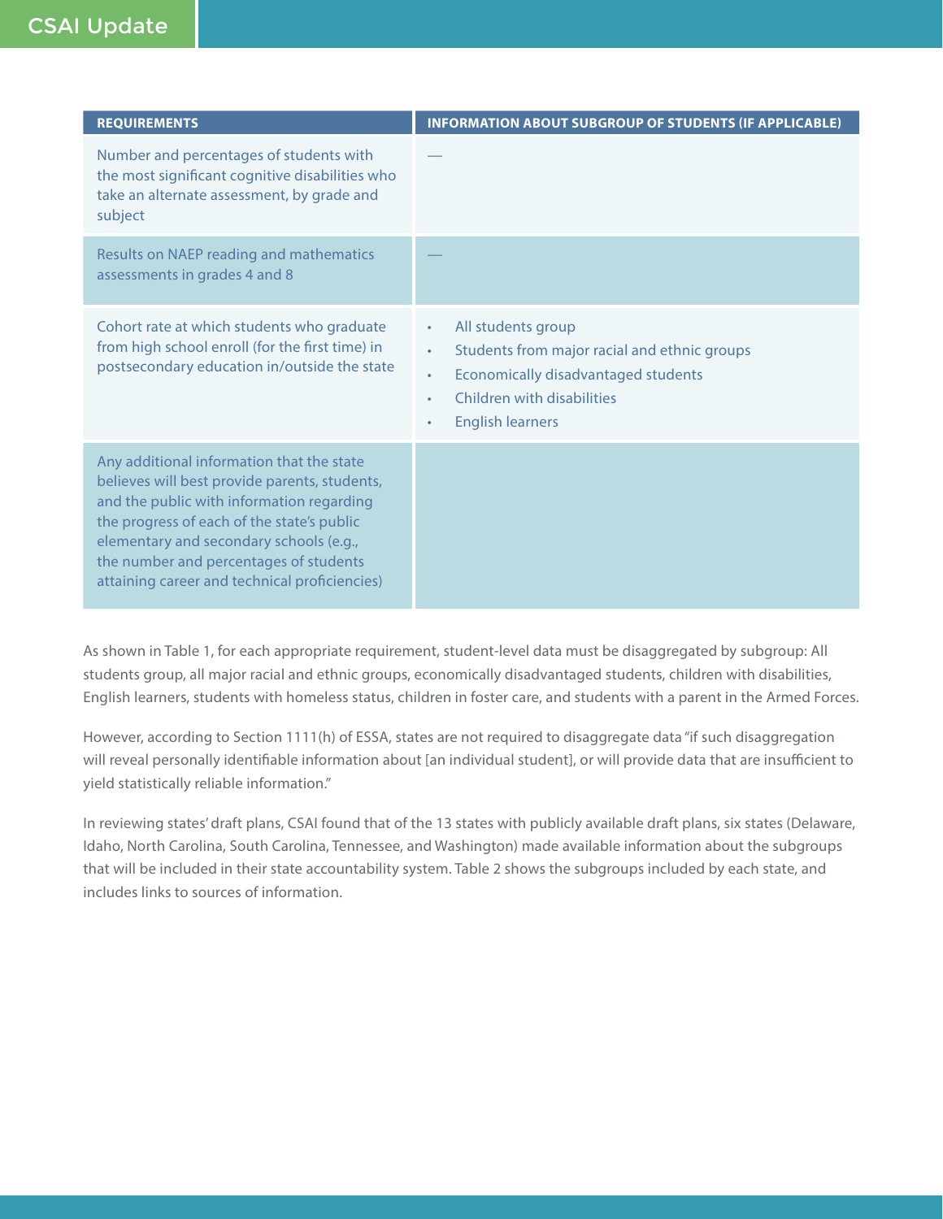| REQUIREMENTS | INFORMATION ABOUT SUBGROUP OF STUDENTS (IF APPLICABLE) |
| --- | --- |
| Number and percentages of students with the most significant cognitive disabilities who take an alternate assessment, by grade and subject | — |
| Results on NAEP reading and mathematics assessments in grades 4 and 8 | — |
| Cohort rate at which students who graduate from high school enroll (for the first time) in postsecondary education in/outside the state | • All students group<br>• Students from major racial and ethnic groups<br>• Economically disadvantaged students<br>• Children with disabilities<br>• English learners |
| Any additional information that the state believes will best provide parents, students, and the public with information regarding the progress of each of the state's public elementary and secondary schools (e.g., the number and percentages of students attaining career and technical proficiencies) | |

As shown in Table 1, for each appropriate requirement, student-level data must be disaggregated by subgroup: All students group, all major racial and ethnic groups, economically disadvantaged students, children with disabilities, English learners, students with homeless status, children in foster care, and students with a parent in the Armed Forces.

However, according to Section 1111(h) of ESSA, states are not required to disaggregate data "if such disaggregation will reveal personally identifiable information about [an individual student], or will provide data that are insufficient to yield statistically reliable information."

In reviewing states' draft plans, CSAI found that of the 13 states with publicly available draft plans, six states (Delaware, Idaho, North Carolina, South Carolina, Tennessee, and Washington) made available information about the subgroups that will be included in their state accountability system. Table 2 shows the subgroups included by each state, and includes links to sources of information.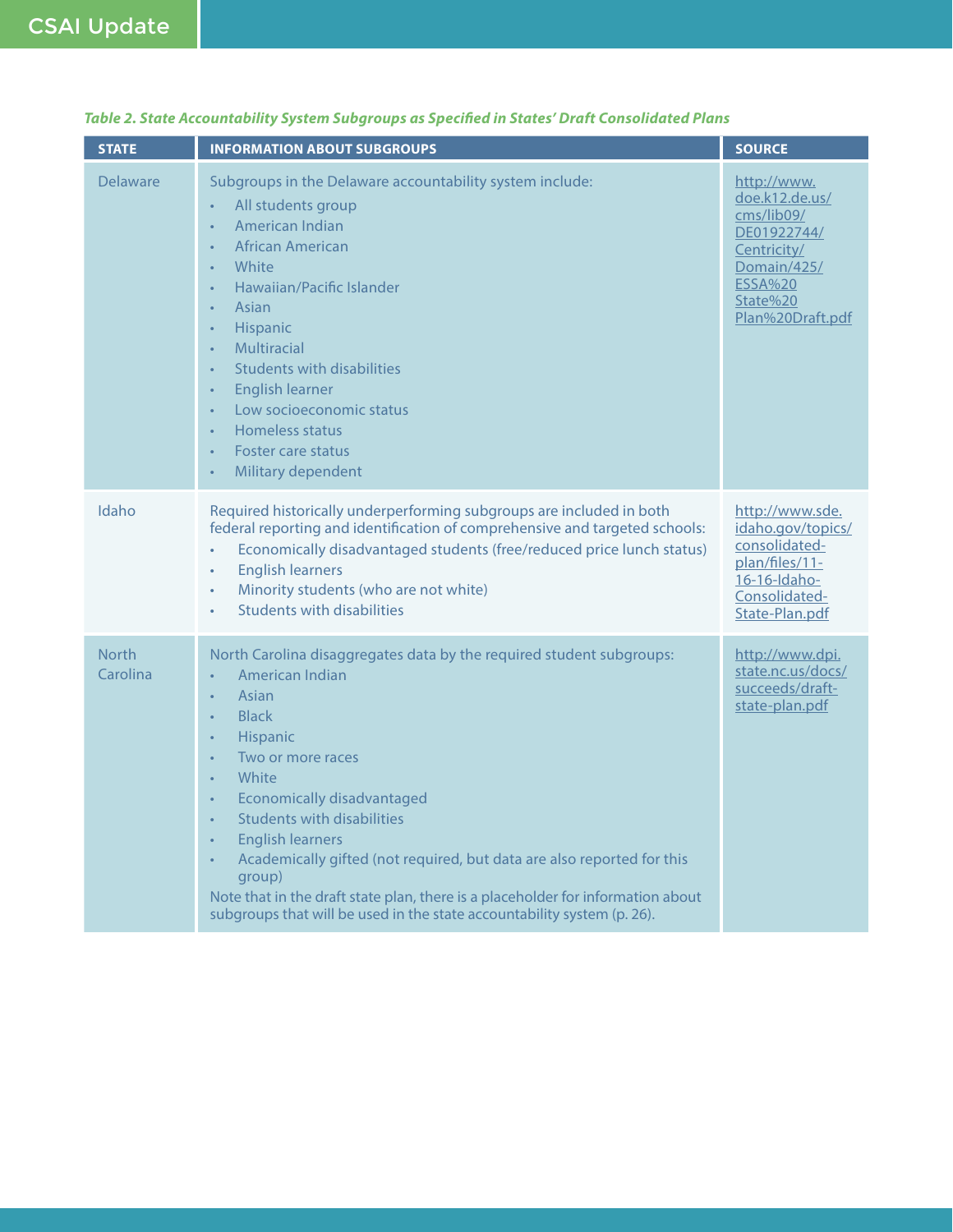*Table 2. State Accountability System Subgroups as Specified in States' Draft Consolidated Plans*

| STATE | INFORMATION ABOUT SUBGROUPS | SOURCE |
|---|---|---|
| Delaware | Subgroups in the Delaware accountability system include:<br>• All students group<br>• American Indian<br>• African American<br>• White<br>• Hawaiian/Pacific Islander<br>• Asian<br>• Hispanic<br>• Multiracial<br>• Students with disabilities<br>• English learner<br>• Low socioeconomic status<br>• Homeless status<br>• Foster care status<br>• Military dependent | http://www.doe.k12.de.us/cms/lib09/DE01922744/Centricity/Domain/425/ESSA%20State%20Plan%20Draft.pdf |
| Idaho | Required historically underperforming subgroups are included in both federal reporting and identification of comprehensive and targeted schools:<br>• Economically disadvantaged students (free/reduced price lunch status)<br>• English learners<br>• Minority students (who are not white)<br>• Students with disabilities | http://www.sde.idaho.gov/topics/consolidated-plan/files/11-16-16-Idaho-Consolidated-State-Plan.pdf |
| North Carolina | North Carolina disaggregates data by the required student subgroups:<br>• American Indian<br>• Asian<br>• Black<br>• Hispanic<br>• Two or more races<br>• White<br>• Economically disadvantaged<br>• Students with disabilities<br>• English learners<br>• Academically gifted (not required, but data are also reported for this group)<br>Note that in the draft state plan, there is a placeholder for information about subgroups that will be used in the state accountability system (p. 26). | http://www.dpi.state.nc.us/docs/succeeds/draft-state-plan.pdf |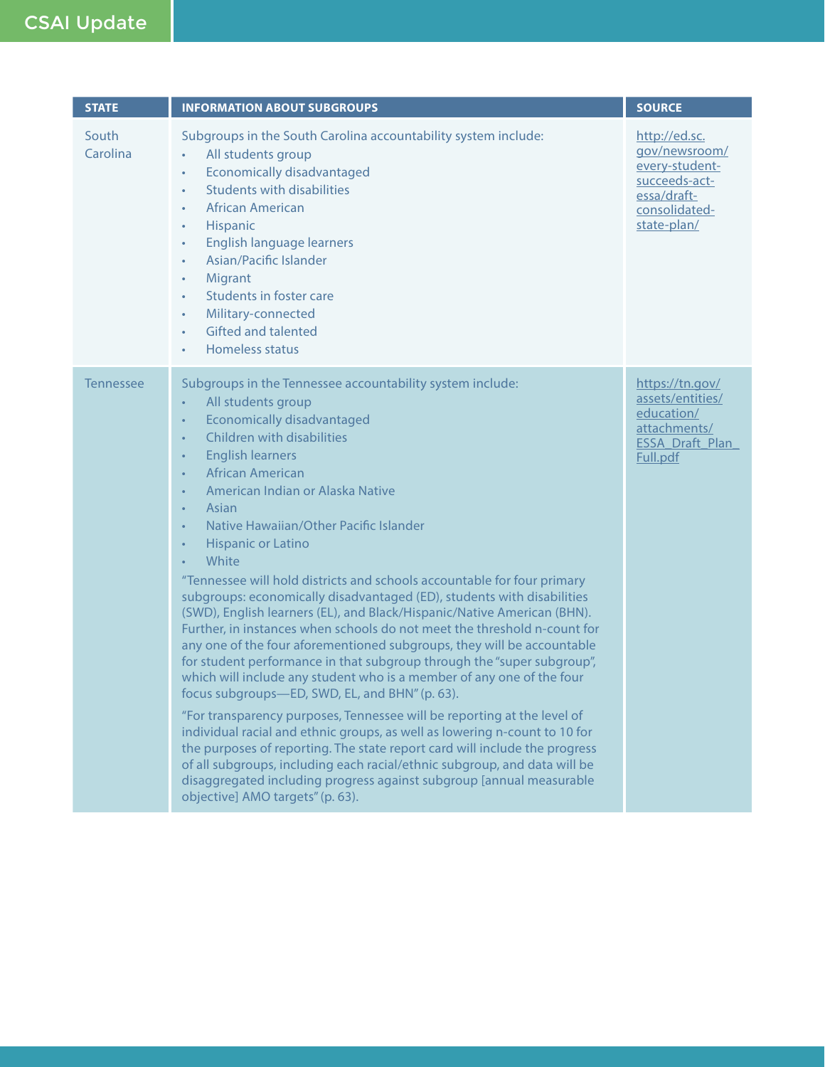| STATE | INFORMATION ABOUT SUBGROUPS | SOURCE |
| --- | --- | --- |
| South Carolina | Subgroups in the South Carolina accountability system include:<br>• All students group<br>• Economically disadvantaged<br>• Students with disabilities<br>• African American<br>• Hispanic<br>• English language learners<br>• Asian/Pacific Islander<br>• Migrant<br>• Students in foster care<br>• Military-connected<br>• Gifted and talented<br>• Homeless status | http://ed.sc.gov/newsroom/every-student-succeeds-act-essa/draft-consolidated-state-plan/ |
| Tennessee | Subgroups in the Tennessee accountability system include:<br>• All students group<br>• Economically disadvantaged<br>• Children with disabilities<br>• English learners<br>• African American<br>• American Indian or Alaska Native<br>• Asian<br>• Native Hawaiian/Other Pacific Islander<br>• Hispanic or Latino<br>• White<br>"Tennessee will hold districts and schools accountable for four primary subgroups: economically disadvantaged (ED), students with disabilities (SWD), English learners (EL), and Black/Hispanic/Native American (BHN). Further, in instances when schools do not meet the threshold n-count for any one of the four aforementioned subgroups, they will be accountable for student performance in that subgroup through the "super subgroup", which will include any student who is a member of any one of the four focus subgroups—ED, SWD, EL, and BHN" (p. 63).<br>"For transparency purposes, Tennessee will be reporting at the level of individual racial and ethnic groups, as well as lowering n-count to 10 for the purposes of reporting. The state report card will include the progress of all subgroups, including each racial/ethnic subgroup, and data will be disaggregated including progress against subgroup [annual measurable objective] AMO targets" (p. 63). | https://tn.gov/assets/entities/education/attachments/ESSA_Draft_Plan_Full.pdf |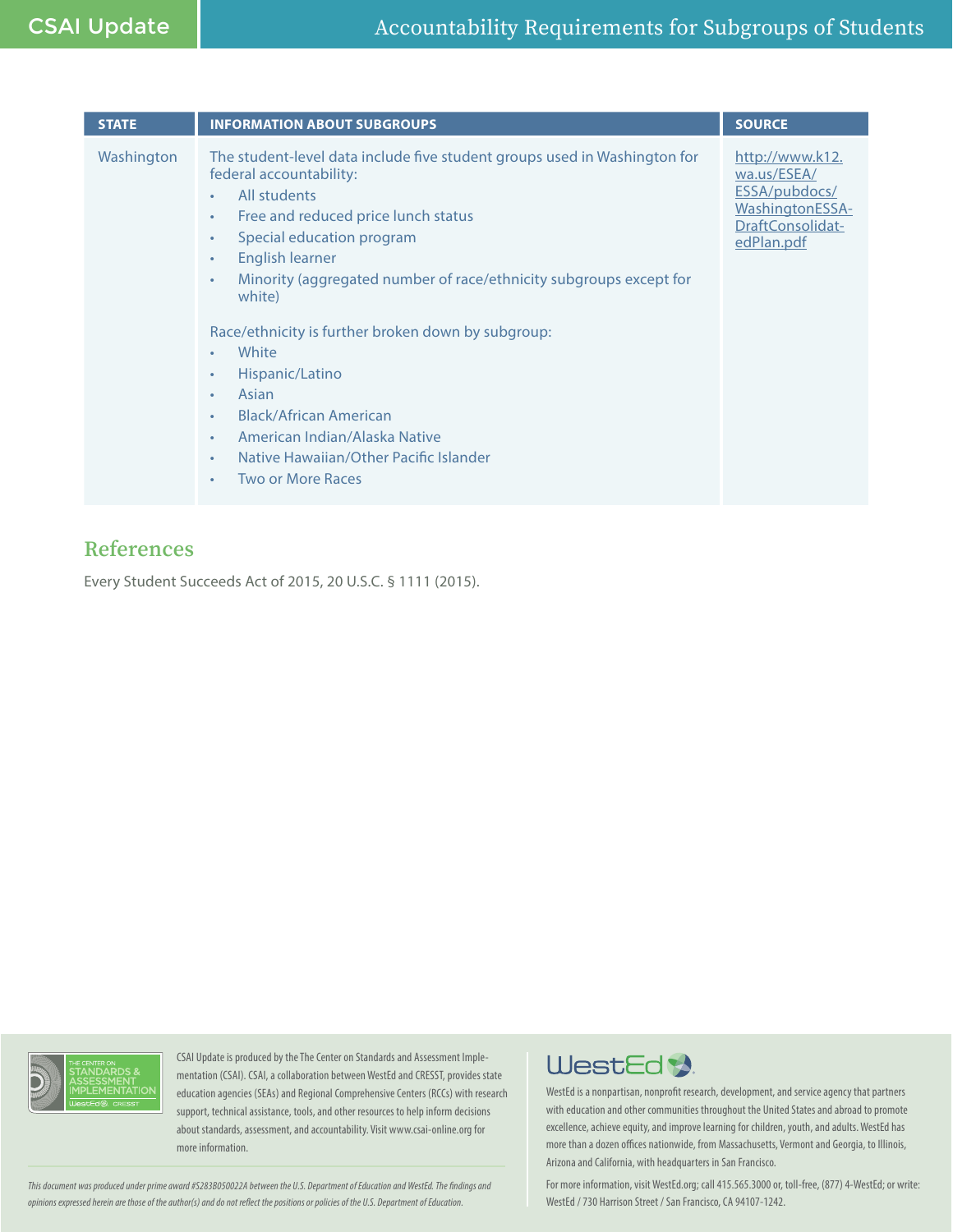| STATE | INFORMATION ABOUT SUBGROUPS | SOURCE |
|---|---|---|
| Washington | The student-level data include five student groups used in Washington for federal accountability:<br>• All students<br>• Free and reduced price lunch status<br>• Special education program<br>• English learner<br>• Minority (aggregated number of race/ethnicity subgroups except for white)<br><br>Race/ethnicity is further broken down by subgroup:<br>• White<br>• Hispanic/Latino<br>• Asian<br>• Black/African American<br>• American Indian/Alaska Native<br>• Native Hawaiian/Other Pacific Islander<br>• Two or More Races | http://www.k12.wa.us/ESEA/ESSA/pubdocs/WashingtonESSA-DraftConsolidatedPlan.pdf |

## References

Every Student Succeeds Act of 2015, 20 U.S.C. § 1111 (2015).

CSAI Update is produced by the The Center on Standards and Assessment Implementation (CSAI). CSAI, a collaboration between WestEd and CRESST, provides state education agencies (SEAs) and Regional Comprehensive Centers (RCCs) with research support, technical assistance, tools, and other resources to help inform decisions about standards, assessment, and accountability. Visit www.csai-online.org for more information.

*This document was produced under prime award #S283B050022A between the U.S. Department of Education and WestEd. The findings and opinions expressed herein are those of the author(s) and do not reflect the positions or policies of the U.S. Department of Education.*

WestEd is a nonpartisan, nonprofit research, development, and service agency that partners with education and other communities throughout the United States and abroad to promote excellence, achieve equity, and improve learning for children, youth, and adults. WestEd has more than a dozen offices nationwide, from Massachusetts, Vermont and Georgia, to Illinois, Arizona and California, with headquarters in San Francisco.

For more information, visit WestEd.org; call 415.565.3000 or, toll-free, (877) 4-WestEd; or write: WestEd / 730 Harrison Street / San Francisco, CA 94107-1242.